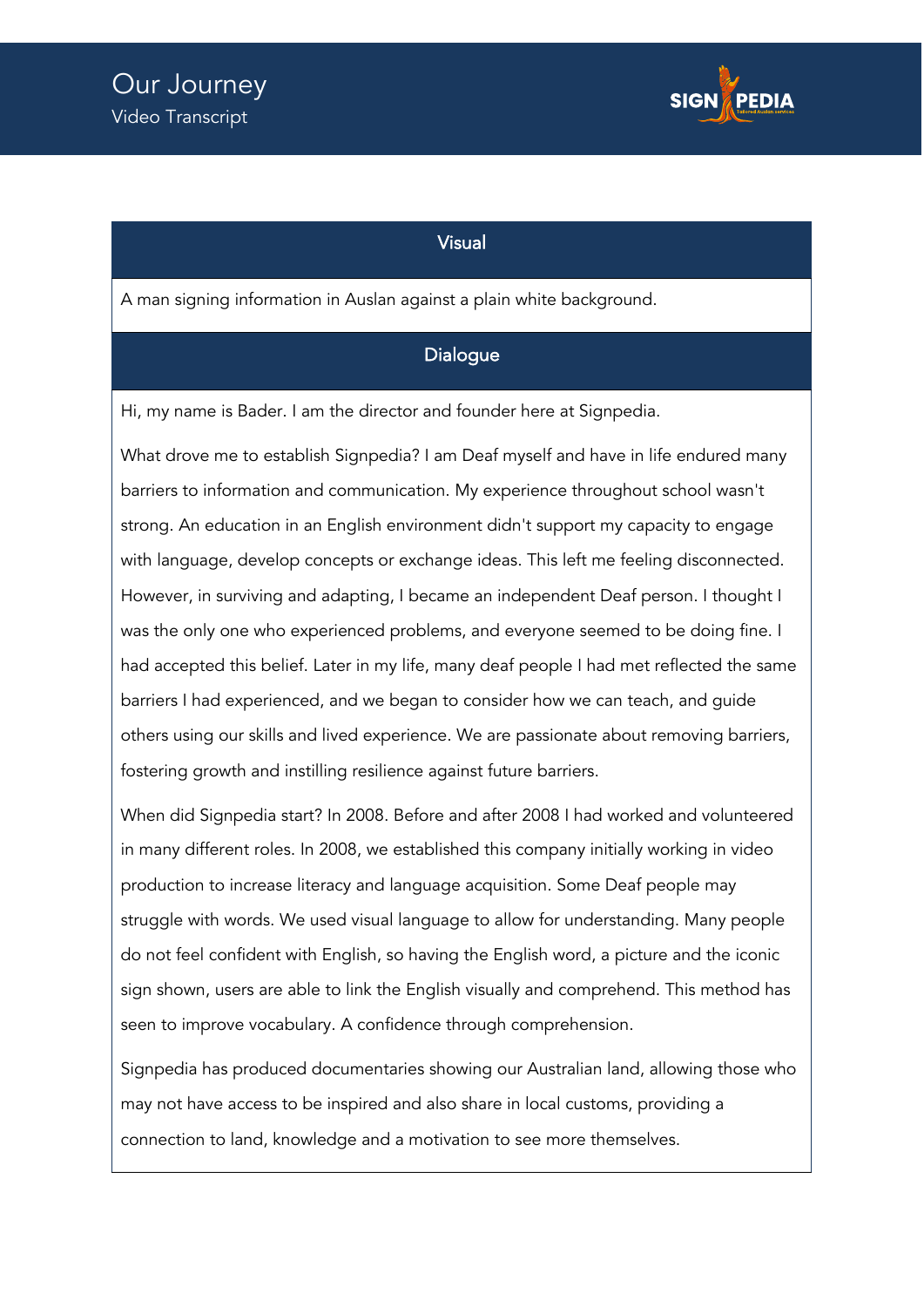# Our Journey

Video Transcript

SIGN PEDIA

## Visual

A man signing information in Auslan against a plain white background.

## Dialogue

Hi, my name is Bader. I am the director and founder here at Signpedia.

What drove me to establish Signpedia? I am Deaf myself and have in life endured many barriers to information and communication. My experience throughout school wasn't strong. An education in an English environment didn't support my capacity to engage with language, develop concepts or exchange ideas. This left me feeling disconnected. However, in surviving and adapting, I became an independent Deaf person. I thought I was the only one who experienced problems, and everyone seemed to be doing fine. I had accepted this belief. Later in my life, many deaf people I had met reflected the same barriers I had experienced, and we began to consider how we can teach, and guide others using our skills and lived experience. We are passionate about removing barriers, fostering growth and instilling resilience against future barriers.

When did Signpedia start? In 2008. Before and after 2008 I had worked and volunteered in many different roles. In 2008, we established this company initially working in video production to increase literacy and language acquisition. Some Deaf people may struggle with words. We used visual language to allow for understanding. Many people do not feel confident with English, so having the English word, a picture and the iconic sign shown, users are able to link the English visually and comprehend. This method has seen to improve vocabulary. A confidence through comprehension.

Signpedia has produced documentaries showing our Australian land, allowing those who may not have access to be inspired and also share in local customs, providing a connection to land, knowledge and a motivation to see more themselves.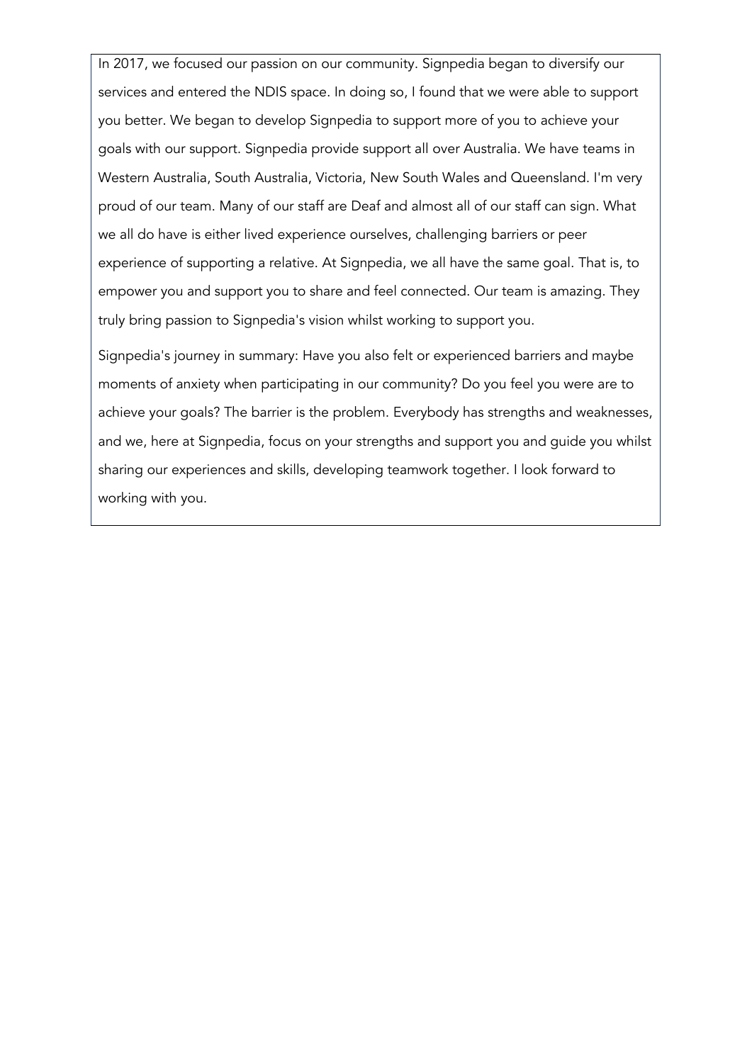In 2017, we focused our passion on our community. Signpedia began to diversify our services and entered the NDIS space. In doing so, I found that we were able to support you better. We began to develop Signpedia to support more of you to achieve your goals with our support. Signpedia provide support all over Australia. We have teams in Western Australia, South Australia, Victoria, New South Wales and Queensland. I'm very proud of our team. Many of our staff are Deaf and almost all of our staff can sign. What we all do have is either lived experience ourselves, challenging barriers or peer experience of supporting a relative. At Signpedia, we all have the same goal. That is, to empower you and support you to share and feel connected. Our team is amazing. They truly bring passion to Signpedia's vision whilst working to support you.

Signpedia's journey in summary: Have you also felt or experienced barriers and maybe moments of anxiety when participating in our community? Do you feel you were are to achieve your goals? The barrier is the problem. Everybody has strengths and weaknesses, and we, here at Signpedia, focus on your strengths and support you and guide you whilst sharing our experiences and skills, developing teamwork together. I look forward to working with you.